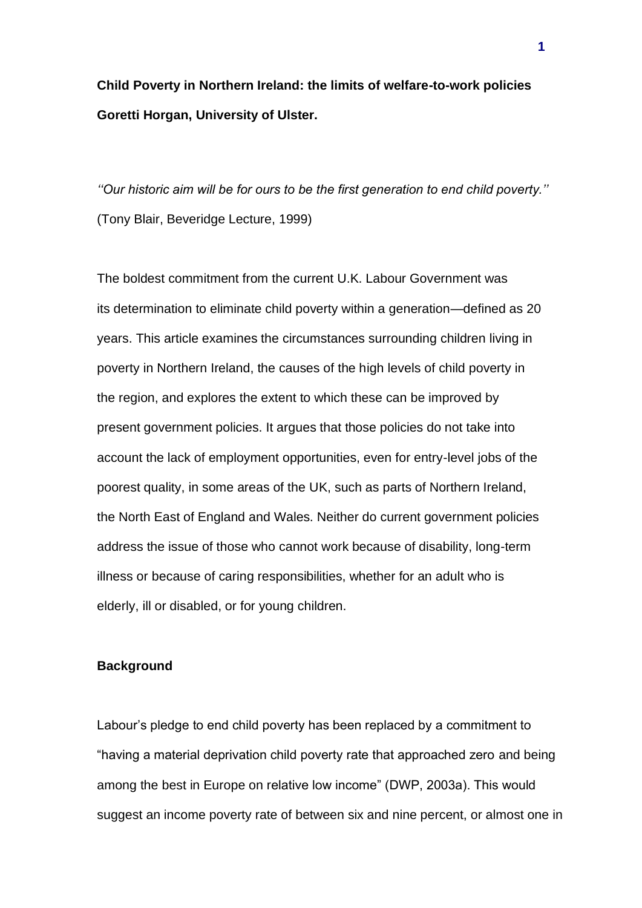**Child Poverty in Northern Ireland: the limits of welfare-to-work policies**

**Goretti Horgan, University of Ulster.**

*''Our historic aim will be for ours to be the first generation to end child poverty.''* (Tony Blair, Beveridge Lecture, 1999)

The boldest commitment from the current U.K. Labour Government was its determination to eliminate child poverty within a generation—defined as 20 years. This article examines the circumstances surrounding children living in poverty in Northern Ireland, the causes of the high levels of child poverty in the region, and explores the extent to which these can be improved by present government policies. It argues that those policies do not take into account the lack of employment opportunities, even for entry-level jobs of the poorest quality, in some areas of the UK, such as parts of Northern Ireland, the North East of England and Wales. Neither do current government policies address the issue of those who cannot work because of disability, long-term illness or because of caring responsibilities, whether for an adult who is elderly, ill or disabled, or for young children.

## Background

Labour's pledge to end child poverty has been replaced by a commitment to "having a material deprivation child poverty rate that approached zero and being among the best in Europe on relative low income" (DWP, 2003a). This would suggest an income poverty rate of between six and nine percent, or almost one in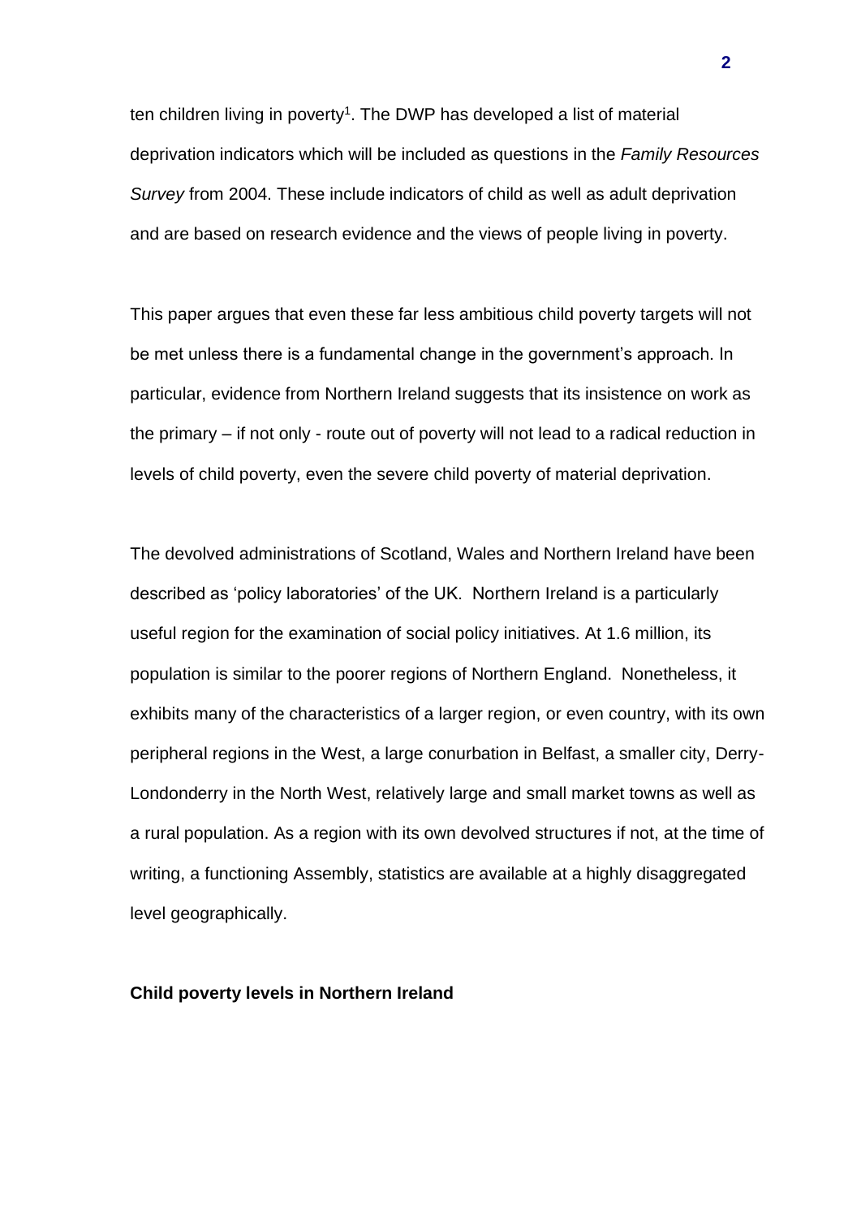ten children living in poverty[1]. The DWP has developed a list of material deprivation indicators which will be included as questions in the *Family Resources Survey* from 2004. These include indicators of child as well as adult deprivation and are based on research evidence and the views of people living in poverty.

This paper argues that even these far less ambitious child poverty targets will not be met unless there is a fundamental change in the government's approach. In particular, evidence from Northern Ireland suggests that its insistence on work as the primary – if not only - route out of poverty will not lead to a radical reduction in levels of child poverty, even the severe child poverty of material deprivation.

The devolved administrations of Scotland, Wales and Northern Ireland have been described as 'policy laboratories' of the UK. Northern Ireland is a particularly useful region for the examination of social policy initiatives. At 1.6 million, its population is similar to the poorer regions of Northern England. Nonetheless, it exhibits many of the characteristics of a larger region, or even country, with its own peripheral regions in the West, a large conurbation in Belfast, a smaller city, Derry-Londonderry in the North West, relatively large and small market towns as well as a rural population. As a region with its own devolved structures if not, at the time of writing, a functioning Assembly, statistics are available at a highly disaggregated level geographically.

**Child poverty levels in Northern Ireland**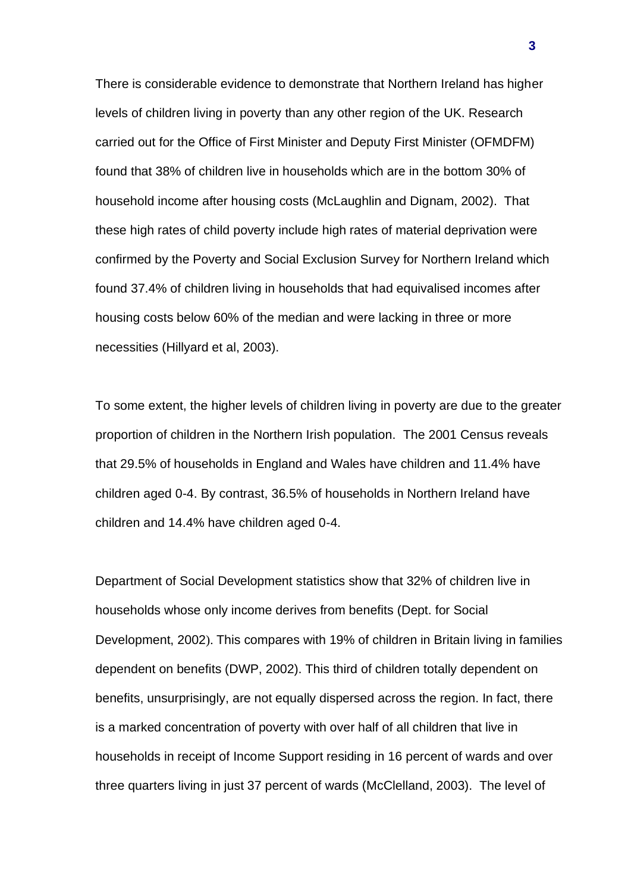There is considerable evidence to demonstrate that Northern Ireland has higher levels of children living in poverty than any other region of the UK. Research carried out for the Office of First Minister and Deputy First Minister (OFMDFM) found that 38% of children live in households which are in the bottom 30% of household income after housing costs (McLaughlin and Dignam, 2002). That these high rates of child poverty include high rates of material deprivation were confirmed by the Poverty and Social Exclusion Survey for Northern Ireland which found 37.4% of children living in households that had equivalised incomes after housing costs below 60% of the median and were lacking in three or more necessities (Hillyard et al, 2003).

To some extent, the higher levels of children living in poverty are due to the greater proportion of children in the Northern Irish population. The 2001 Census reveals that 29.5% of households in England and Wales have children and 11.4% have children aged 0-4. By contrast, 36.5% of households in Northern Ireland have children and 14.4% have children aged 0-4.

Department of Social Development statistics show that 32% of children live in households whose only income derives from benefits (Dept. for Social Development, 2002). This compares with 19% of children in Britain living in families dependent on benefits (DWP, 2002). This third of children totally dependent on benefits, unsurprisingly, are not equally dispersed across the region. In fact, there is a marked concentration of poverty with over half of all children that live in households in receipt of Income Support residing in 16 percent of wards and over three quarters living in just 37 percent of wards (McClelland, 2003). The level of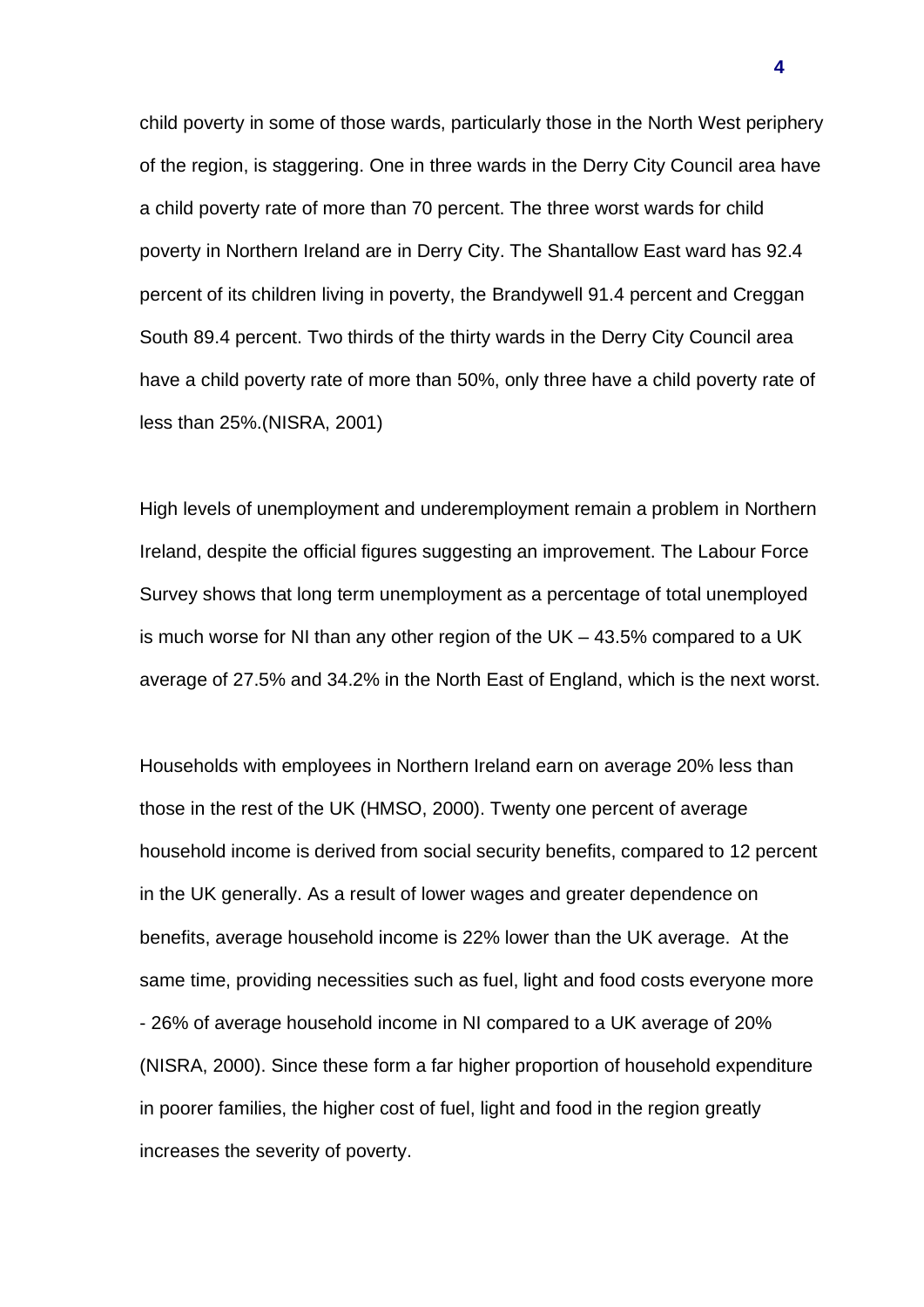child poverty in some of those wards, particularly those in the North West periphery of the region, is staggering. One in three wards in the Derry City Council area have a child poverty rate of more than 70 percent. The three worst wards for child poverty in Northern Ireland are in Derry City. The Shantallow East ward has 92.4 percent of its children living in poverty, the Brandywell 91.4 percent and Creggan South 89.4 percent. Two thirds of the thirty wards in the Derry City Council area have a child poverty rate of more than 50%, only three have a child poverty rate of less than 25%.(NISRA, 2001)

High levels of unemployment and underemployment remain a problem in Northern Ireland, despite the official figures suggesting an improvement. The Labour Force Survey shows that long term unemployment as a percentage of total unemployed is much worse for NI than any other region of the UK – 43.5% compared to a UK average of 27.5% and 34.2% in the North East of England, which is the next worst.

Households with employees in Northern Ireland earn on average 20% less than those in the rest of the UK (HMSO, 2000). Twenty one percent of average household income is derived from social security benefits, compared to 12 percent in the UK generally. As a result of lower wages and greater dependence on benefits, average household income is 22% lower than the UK average. At the same time, providing necessities such as fuel, light and food costs everyone more - 26% of average household income in NI compared to a UK average of 20% (NISRA, 2000). Since these form a far higher proportion of household expenditure in poorer families, the higher cost of fuel, light and food in the region greatly increases the severity of poverty.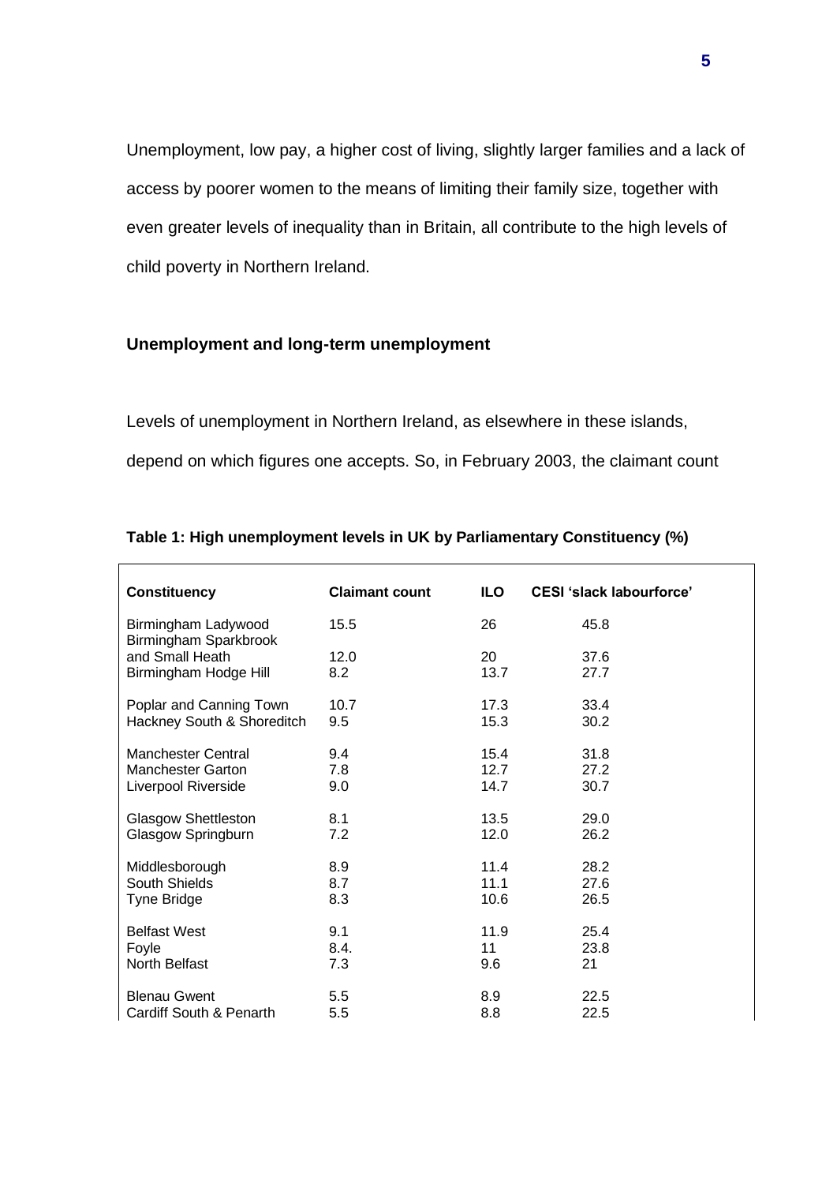Unemployment, low pay, a higher cost of living, slightly larger families and a lack of access by poorer women to the means of limiting their family size, together with even greater levels of inequality than in Britain, all contribute to the high levels of child poverty in Northern Ireland.

### Unemployment and long-term unemployment

Levels of unemployment in Northern Ireland, as elsewhere in these islands, depend on which figures one accepts. So, in February 2003, the claimant count

**Table 1: High unemployment levels in UK by Parliamentary Constituency (%)**

| Constituency | Claimant count | ILO | CESI 'slack labourforce' |
|---|---|---|---|
| Birmingham Ladywood | 15.5 | 26 | 45.8 |
| Birmingham Sparkbrook and Small Heath | 12.0 | 20 | 37.6 |
| Birmingham Hodge Hill | 8.2 | 13.7 | 27.7 |
| Poplar and Canning Town | 10.7 | 17.3 | 33.4 |
| Hackney South & Shoreditch | 9.5 | 15.3 | 30.2 |
| Manchester Central | 9.4 | 15.4 | 31.8 |
| Manchester Garton | 7.8 | 12.7 | 27.2 |
| Liverpool Riverside | 9.0 | 14.7 | 30.7 |
| Glasgow Shettleston | 8.1 | 13.5 | 29.0 |
| Glasgow Springburn | 7.2 | 12.0 | 26.2 |
| Middlesborough | 8.9 | 11.4 | 28.2 |
| South Shields | 8.7 | 11.1 | 27.6 |
| Tyne Bridge | 8.3 | 10.6 | 26.5 |
| Belfast West | 9.1 | 11.9 | 25.4 |
| Foyle | 8.4. | 11 | 23.8 |
| North Belfast | 7.3 | 9.6 | 21 |
| Blenau Gwent | 5.5 | 8.9 | 22.5 |
| Cardiff South & Penarth | 5.5 | 8.8 | 22.5 |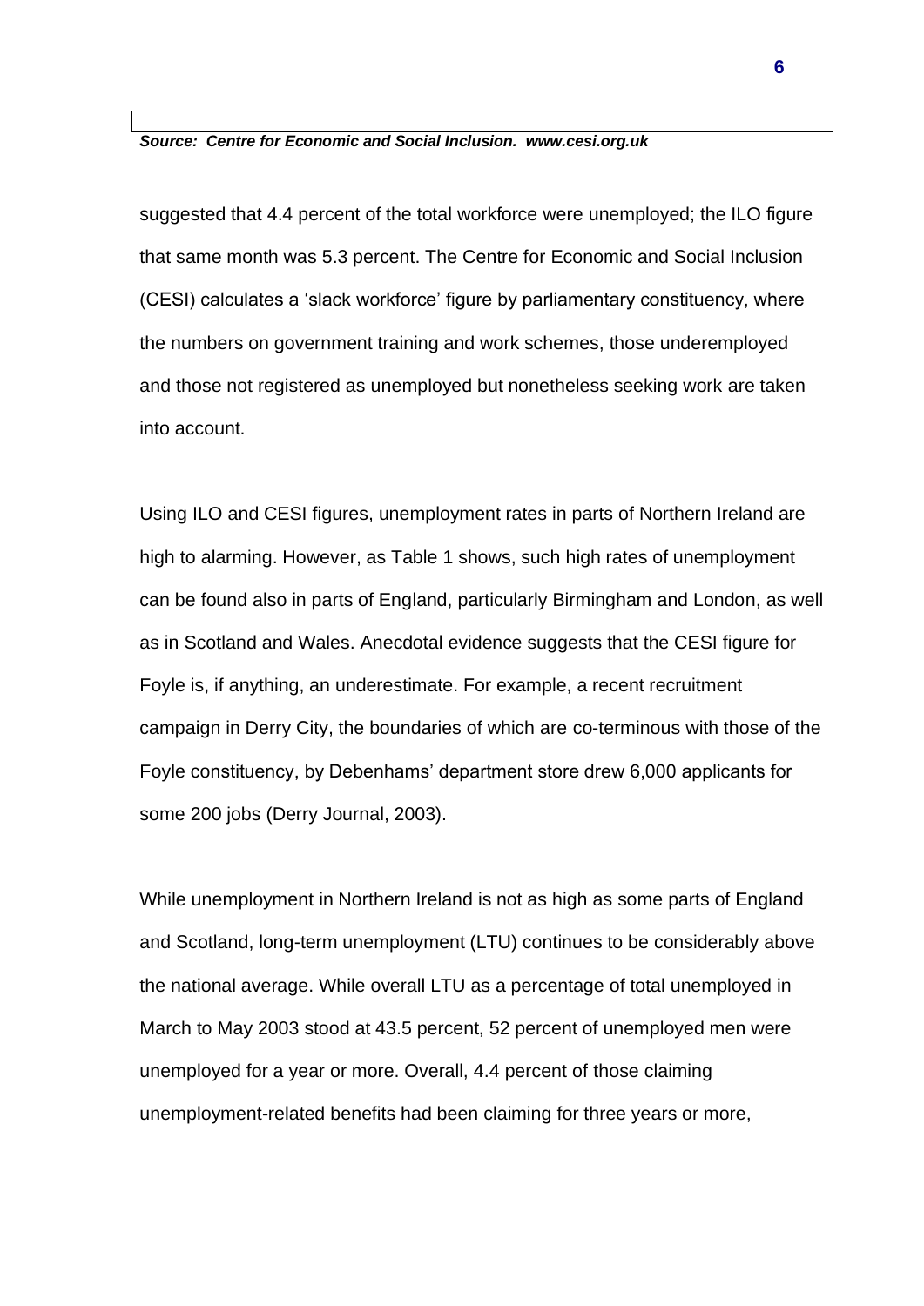*Source: Centre for Economic and Social Inclusion. www.cesi.org.uk*

suggested that 4.4 percent of the total workforce were unemployed; the ILO figure that same month was 5.3 percent. The Centre for Economic and Social Inclusion (CESI) calculates a 'slack workforce' figure by parliamentary constituency, where the numbers on government training and work schemes, those underemployed and those not registered as unemployed but nonetheless seeking work are taken into account.

Using ILO and CESI figures, unemployment rates in parts of Northern Ireland are high to alarming. However, as Table 1 shows, such high rates of unemployment can be found also in parts of England, particularly Birmingham and London, as well as in Scotland and Wales. Anecdotal evidence suggests that the CESI figure for Foyle is, if anything, an underestimate. For example, a recent recruitment campaign in Derry City, the boundaries of which are co-terminous with those of the Foyle constituency, by Debenhams' department store drew 6,000 applicants for some 200 jobs (Derry Journal, 2003).

While unemployment in Northern Ireland is not as high as some parts of England and Scotland, long-term unemployment (LTU) continues to be considerably above the national average. While overall LTU as a percentage of total unemployed in March to May 2003 stood at 43.5 percent, 52 percent of unemployed men were unemployed for a year or more. Overall, 4.4 percent of those claiming unemployment-related benefits had been claiming for three years or more,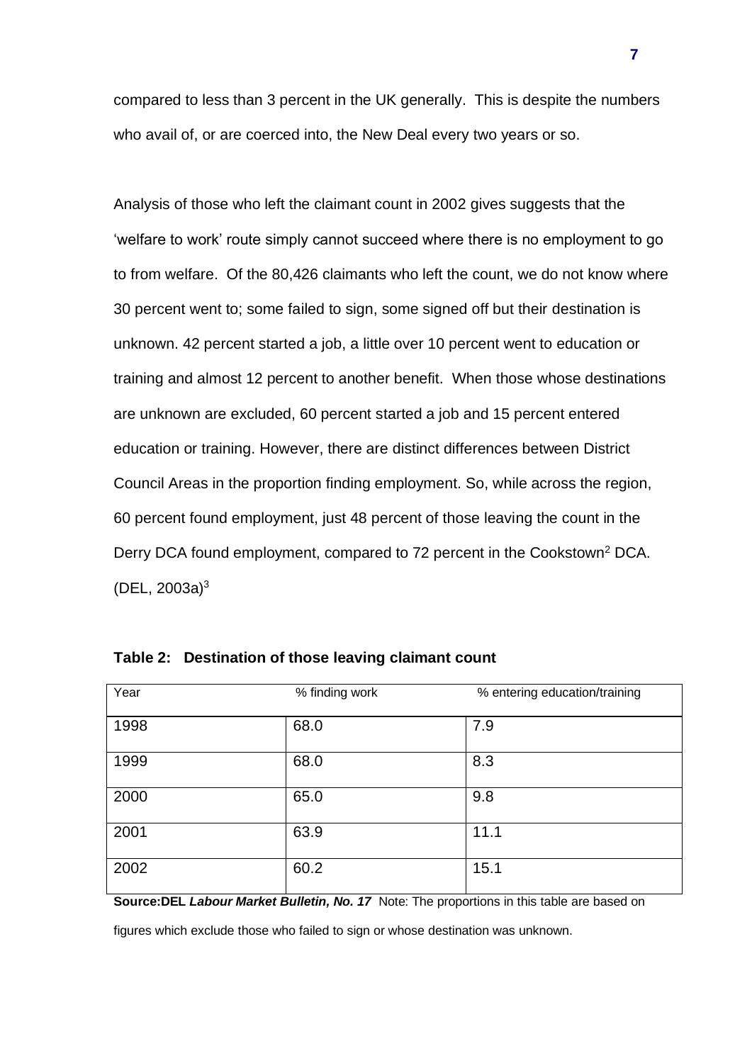compared to less than 3 percent in the UK generally. This is despite the numbers who avail of, or are coerced into, the New Deal every two years or so.

Analysis of those who left the claimant count in 2002 gives suggests that the 'welfare to work' route simply cannot succeed where there is no employment to go to from welfare. Of the 80,426 claimants who left the count, we do not know where 30 percent went to; some failed to sign, some signed off but their destination is unknown. 42 percent started a job, a little over 10 percent went to education or training and almost 12 percent to another benefit. When those whose destinations are unknown are excluded, 60 percent started a job and 15 percent entered education or training. However, there are distinct differences between District Council Areas in the proportion finding employment. So, while across the region, 60 percent found employment, just 48 percent of those leaving the count in the Derry DCA found employment, compared to 72 percent in the Cookstown[2] DCA. (DEL, 2003a)[3]

**Table 2: Destination of those leaving claimant count**

| Year | % finding work | % entering education/training |
|---|---|---|
| 1998 | 68.0 | 7.9 |
| 1999 | 68.0 | 8.3 |
| 2000 | 65.0 | 9.8 |
| 2001 | 63.9 | 11.1 |
| 2002 | 60.2 | 15.1 |

**Source:DEL *Labour Market Bulletin, No. 17*** Note: The proportions in this table are based on figures which exclude those who failed to sign or whose destination was unknown.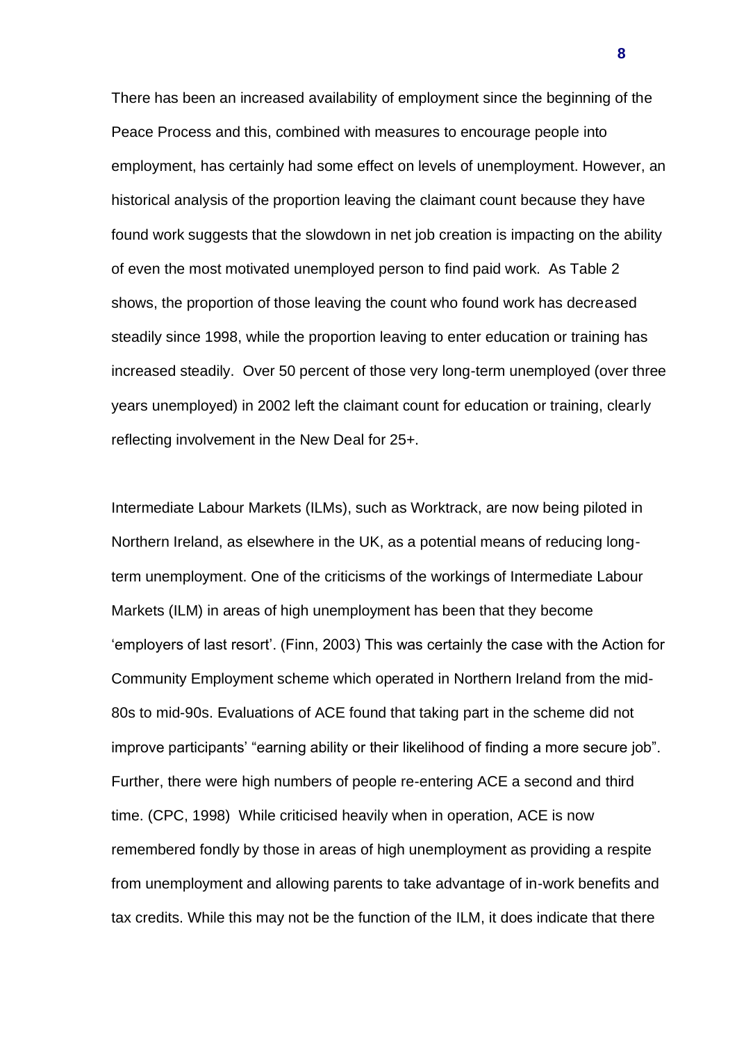There has been an increased availability of employment since the beginning of the Peace Process and this, combined with measures to encourage people into employment, has certainly had some effect on levels of unemployment. However, an historical analysis of the proportion leaving the claimant count because they have found work suggests that the slowdown in net job creation is impacting on the ability of even the most motivated unemployed person to find paid work. As Table 2 shows, the proportion of those leaving the count who found work has decreased steadily since 1998, while the proportion leaving to enter education or training has increased steadily. Over 50 percent of those very long-term unemployed (over three years unemployed) in 2002 left the claimant count for education or training, clearly reflecting involvement in the New Deal for 25+.

Intermediate Labour Markets (ILMs), such as Worktrack, are now being piloted in Northern Ireland, as elsewhere in the UK, as a potential means of reducing long-term unemployment. One of the criticisms of the workings of Intermediate Labour Markets (ILM) in areas of high unemployment has been that they become 'employers of last resort'. (Finn, 2003) This was certainly the case with the Action for Community Employment scheme which operated in Northern Ireland from the mid-80s to mid-90s. Evaluations of ACE found that taking part in the scheme did not improve participants' "earning ability or their likelihood of finding a more secure job". Further, there were high numbers of people re-entering ACE a second and third time. (CPC, 1998) While criticised heavily when in operation, ACE is now remembered fondly by those in areas of high unemployment as providing a respite from unemployment and allowing parents to take advantage of in-work benefits and tax credits. While this may not be the function of the ILM, it does indicate that there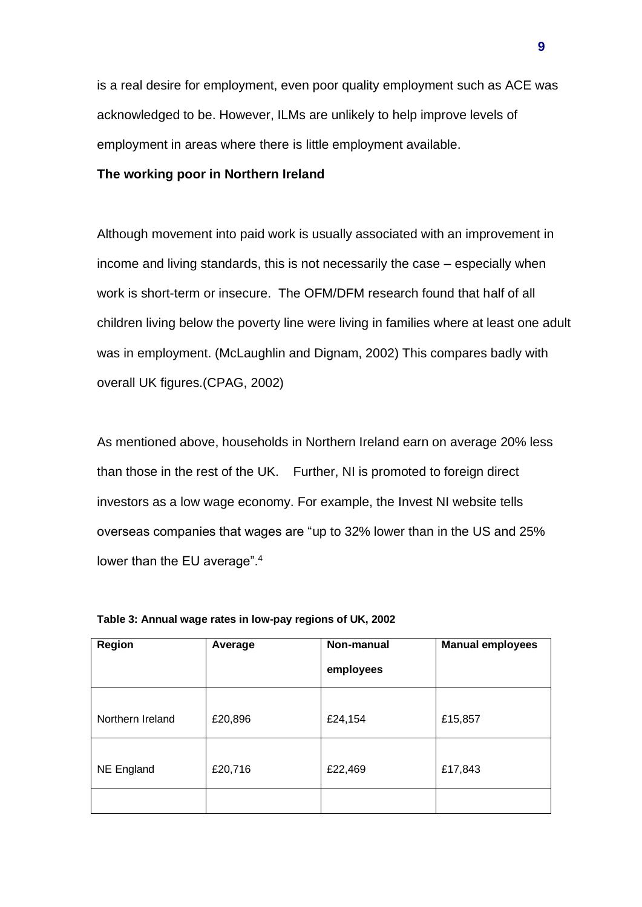is a real desire for employment, even poor quality employment such as ACE was acknowledged to be. However, ILMs are unlikely to help improve levels of employment in areas where there is little employment available.

**The working poor in Northern Ireland**

Although movement into paid work is usually associated with an improvement in income and living standards, this is not necessarily the case – especially when work is short-term or insecure. The OFM/DFM research found that half of all children living below the poverty line were living in families where at least one adult was in employment. (McLaughlin and Dignam, 2002) This compares badly with overall UK figures.(CPAG, 2002)

As mentioned above, households in Northern Ireland earn on average 20% less than those in the rest of the UK. Further, NI is promoted to foreign direct investors as a low wage economy. For example, the Invest NI website tells overseas companies that wages are "up to 32% lower than in the US and 25% lower than the EU average".[4]

**Table 3: Annual wage rates in low-pay regions of UK, 2002**

| Region | Average | Non-manual employees | Manual employees |
|---|---|---|---|
| Northern Ireland | £20,896 | £24,154 | £15,857 |
| NE England | £20,716 | £22,469 | £17,843 |
| | | | |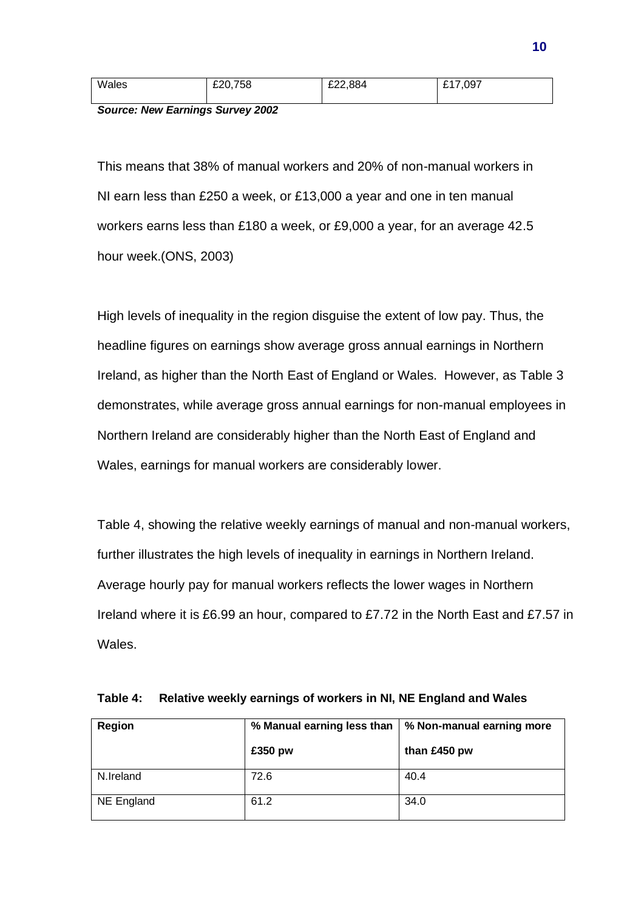| Wales | £20,758 | £22,884 | £17,097 |
|---|---|---|---|

***Source: New Earnings Survey 2002***

This means that 38% of manual workers and 20% of non-manual workers in NI earn less than £250 a week, or £13,000 a year and one in ten manual workers earns less than £180 a week, or £9,000 a year, for an average 42.5 hour week.(ONS, 2003)

High levels of inequality in the region disguise the extent of low pay. Thus, the headline figures on earnings show average gross annual earnings in Northern Ireland, as higher than the North East of England or Wales. However, as Table 3 demonstrates, while average gross annual earnings for non-manual employees in Northern Ireland are considerably higher than the North East of England and Wales, earnings for manual workers are considerably lower.

Table 4, showing the relative weekly earnings of manual and non-manual workers, further illustrates the high levels of inequality in earnings in Northern Ireland. Average hourly pay for manual workers reflects the lower wages in Northern Ireland where it is £6.99 an hour, compared to £7.72 in the North East and £7.57 in Wales.

**Table 4: Relative weekly earnings of workers in NI, NE England and Wales**

| Region | % Manual earning less than £350 pw | % Non-manual earning more than £450 pw |
|---|---|---|
| N.Ireland | 72.6 | 40.4 |
| NE England | 61.2 | 34.0 |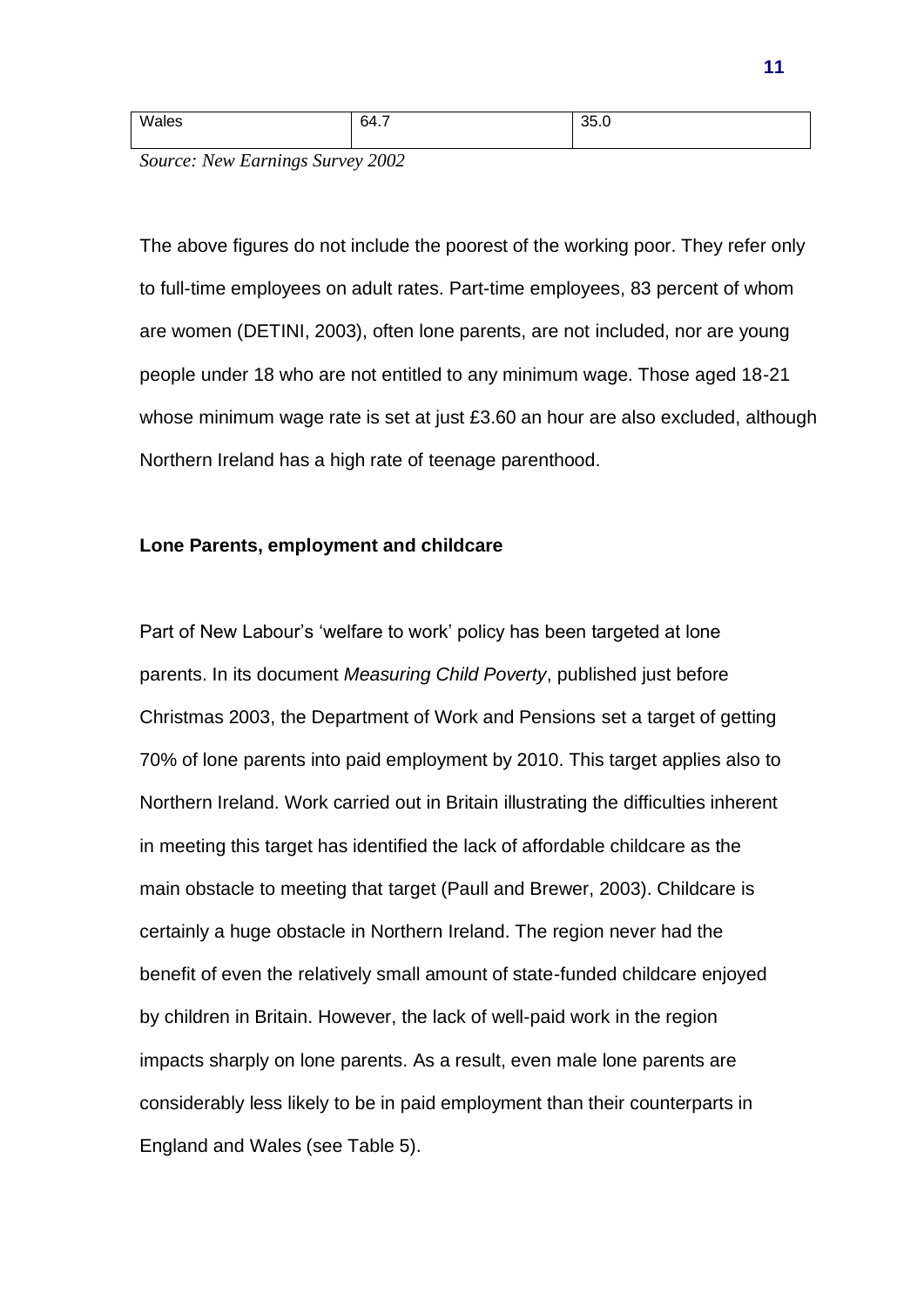| Wales | 64.7 | 35.0 |
|---|---|---|

*Source: New Earnings Survey 2002*

The above figures do not include the poorest of the working poor. They refer only to full-time employees on adult rates. Part-time employees, 83 percent of whom are women (DETINI, 2003), often lone parents, are not included, nor are young people under 18 who are not entitled to any minimum wage. Those aged 18-21 whose minimum wage rate is set at just £3.60 an hour are also excluded, although Northern Ireland has a high rate of teenage parenthood.

**Lone Parents, employment and childcare**

Part of New Labour's 'welfare to work' policy has been targeted at lone parents. In its document *Measuring Child Poverty*, published just before Christmas 2003, the Department of Work and Pensions set a target of getting 70% of lone parents into paid employment by 2010. This target applies also to Northern Ireland. Work carried out in Britain illustrating the difficulties inherent in meeting this target has identified the lack of affordable childcare as the main obstacle to meeting that target (Paull and Brewer, 2003). Childcare is certainly a huge obstacle in Northern Ireland. The region never had the benefit of even the relatively small amount of state-funded childcare enjoyed by children in Britain. However, the lack of well-paid work in the region impacts sharply on lone parents. As a result, even male lone parents are considerably less likely to be in paid employment than their counterparts in England and Wales (see Table 5).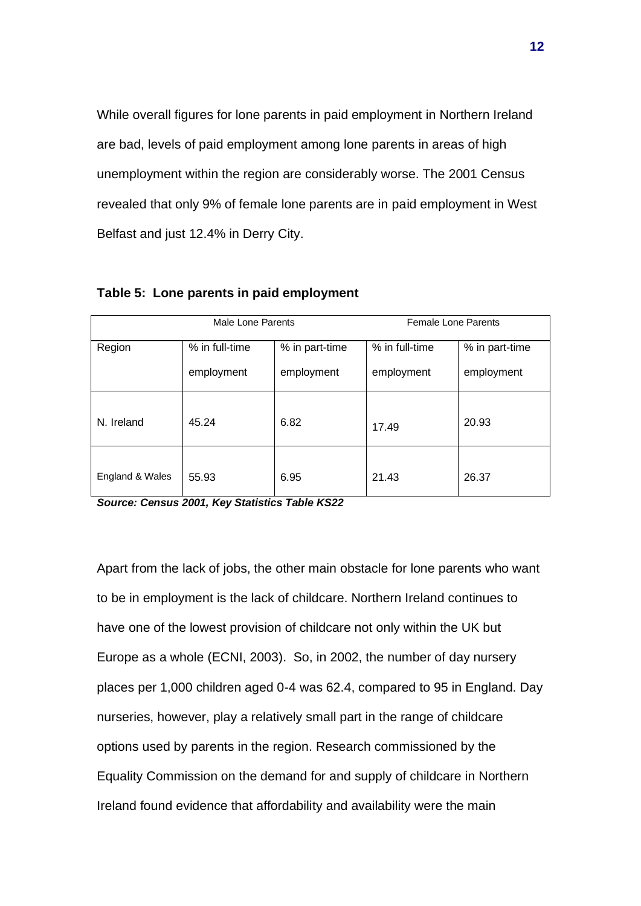While overall figures for lone parents in paid employment in Northern Ireland are bad, levels of paid employment among lone parents in areas of high unemployment within the region are considerably worse. The 2001 Census revealed that only 9% of female lone parents are in paid employment in West Belfast and just 12.4% in Derry City.

**Table 5: Lone parents in paid employment**

| | Male Lone Parents | | Female Lone Parents | |
|---|---|---|---|---|
| Region | % in full-time employment | % in part-time employment | % in full-time employment | % in part-time employment |
| N. Ireland | 45.24 | 6.82 | 17.49 | 20.93 |
| England & Wales | 55.93 | 6.95 | 21.43 | 26.37 |

***Source: Census 2001, Key Statistics Table KS22***

Apart from the lack of jobs, the other main obstacle for lone parents who want to be in employment is the lack of childcare. Northern Ireland continues to have one of the lowest provision of childcare not only within the UK but Europe as a whole (ECNI, 2003). So, in 2002, the number of day nursery places per 1,000 children aged 0-4 was 62.4, compared to 95 in England. Day nurseries, however, play a relatively small part in the range of childcare options used by parents in the region. Research commissioned by the Equality Commission on the demand for and supply of childcare in Northern Ireland found evidence that affordability and availability were the main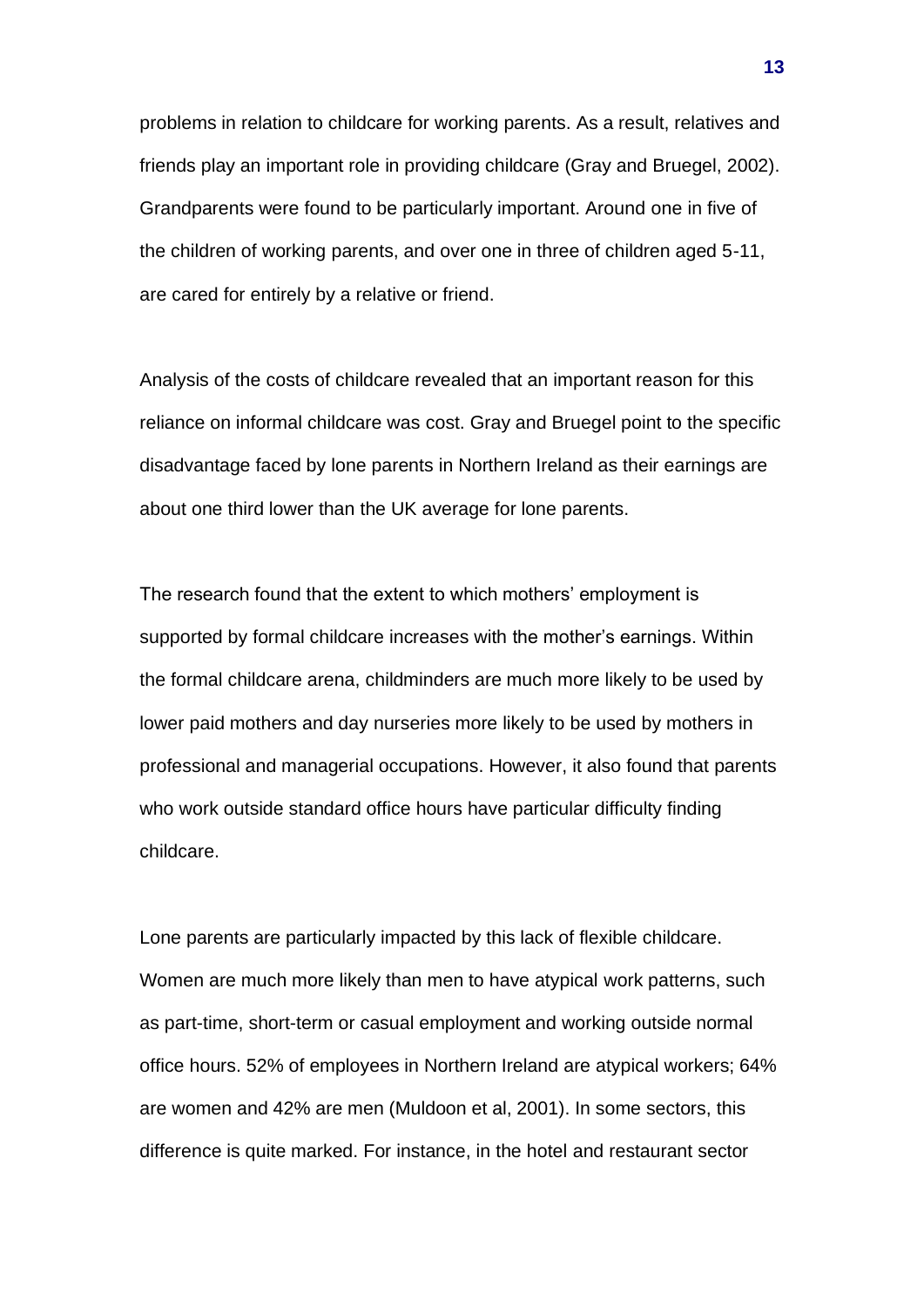problems in relation to childcare for working parents. As a result, relatives and friends play an important role in providing childcare (Gray and Bruegel, 2002). Grandparents were found to be particularly important. Around one in five of the children of working parents, and over one in three of children aged 5-11, are cared for entirely by a relative or friend.

Analysis of the costs of childcare revealed that an important reason for this reliance on informal childcare was cost. Gray and Bruegel point to the specific disadvantage faced by lone parents in Northern Ireland as their earnings are about one third lower than the UK average for lone parents.

The research found that the extent to which mothers' employment is supported by formal childcare increases with the mother's earnings. Within the formal childcare arena, childminders are much more likely to be used by lower paid mothers and day nurseries more likely to be used by mothers in professional and managerial occupations. However, it also found that parents who work outside standard office hours have particular difficulty finding childcare.

Lone parents are particularly impacted by this lack of flexible childcare. Women are much more likely than men to have atypical work patterns, such as part-time, short-term or casual employment and working outside normal office hours. 52% of employees in Northern Ireland are atypical workers; 64% are women and 42% are men (Muldoon et al, 2001). In some sectors, this difference is quite marked. For instance, in the hotel and restaurant sector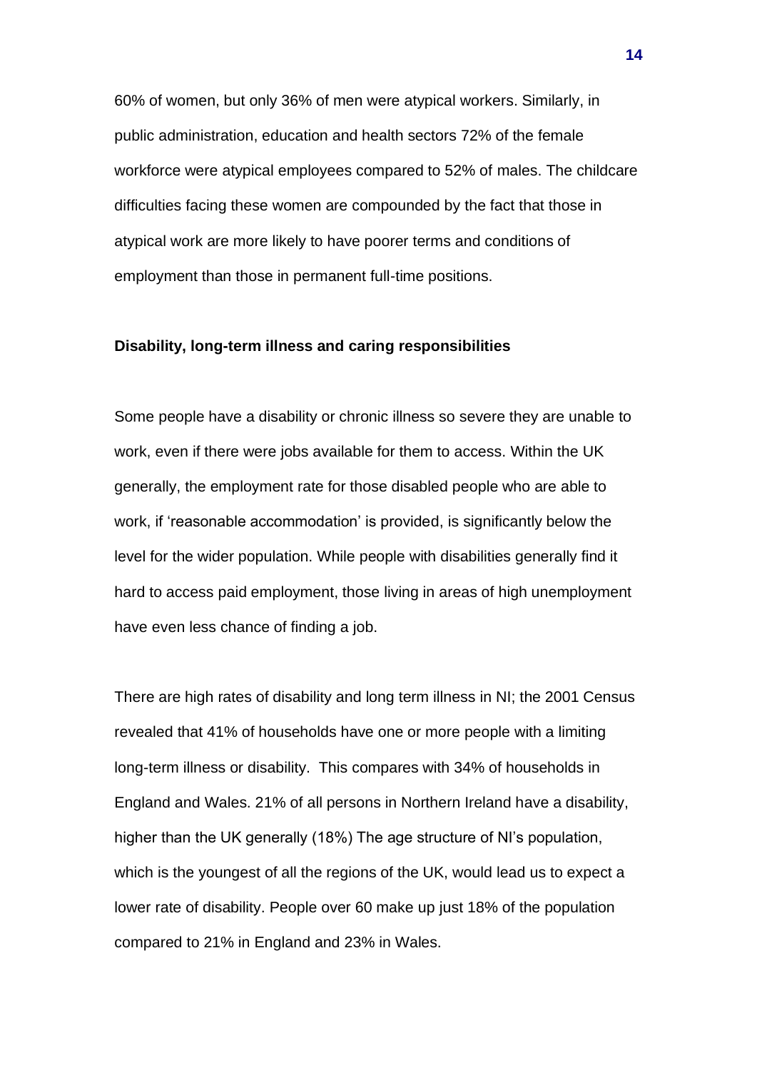60% of women, but only 36% of men were atypical workers. Similarly, in public administration, education and health sectors 72% of the female workforce were atypical employees compared to 52% of males. The childcare difficulties facing these women are compounded by the fact that those in atypical work are more likely to have poorer terms and conditions of employment than those in permanent full-time positions.

**Disability, long-term illness and caring responsibilities**

Some people have a disability or chronic illness so severe they are unable to work, even if there were jobs available for them to access. Within the UK generally, the employment rate for those disabled people who are able to work, if 'reasonable accommodation' is provided, is significantly below the level for the wider population. While people with disabilities generally find it hard to access paid employment, those living in areas of high unemployment have even less chance of finding a job.

There are high rates of disability and long term illness in NI; the 2001 Census revealed that 41% of households have one or more people with a limiting long-term illness or disability. This compares with 34% of households in England and Wales. 21% of all persons in Northern Ireland have a disability, higher than the UK generally (18%) The age structure of NI's population, which is the youngest of all the regions of the UK, would lead us to expect a lower rate of disability. People over 60 make up just 18% of the population compared to 21% in England and 23% in Wales.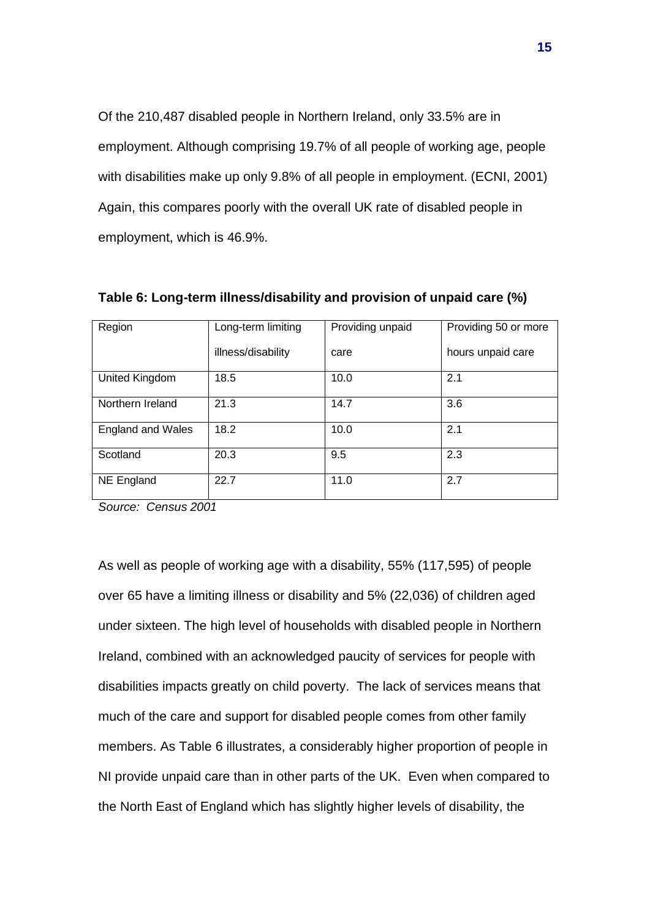Of the 210,487 disabled people in Northern Ireland, only 33.5% are in employment. Although comprising 19.7% of all people of working age, people with disabilities make up only 9.8% of all people in employment. (ECNI, 2001) Again, this compares poorly with the overall UK rate of disabled people in employment, which is 46.9%.

**Table 6: Long-term illness/disability and provision of unpaid care (%)**

| Region | Long-term limiting illness/disability | Providing unpaid care | Providing 50 or more hours unpaid care |
|---|---|---|---|
| United Kingdom | 18.5 | 10.0 | 2.1 |
| Northern Ireland | 21.3 | 14.7 | 3.6 |
| England and Wales | 18.2 | 10.0 | 2.1 |
| Scotland | 20.3 | 9.5 | 2.3 |
| NE England | 22.7 | 11.0 | 2.7 |

*Source: Census 2001*

As well as people of working age with a disability, 55% (117,595) of people over 65 have a limiting illness or disability and 5% (22,036) of children aged under sixteen. The high level of households with disabled people in Northern Ireland, combined with an acknowledged paucity of services for people with disabilities impacts greatly on child poverty. The lack of services means that much of the care and support for disabled people comes from other family members. As Table 6 illustrates, a considerably higher proportion of people in NI provide unpaid care than in other parts of the UK. Even when compared to the North East of England which has slightly higher levels of disability, the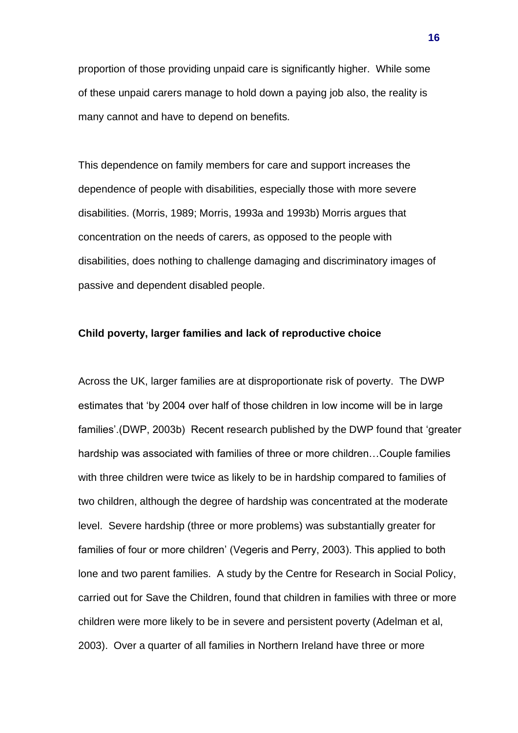proportion of those providing unpaid care is significantly higher. While some of these unpaid carers manage to hold down a paying job also, the reality is many cannot and have to depend on benefits.

This dependence on family members for care and support increases the dependence of people with disabilities, especially those with more severe disabilities. (Morris, 1989; Morris, 1993a and 1993b) Morris argues that concentration on the needs of carers, as opposed to the people with disabilities, does nothing to challenge damaging and discriminatory images of passive and dependent disabled people.

**Child poverty, larger families and lack of reproductive choice**

Across the UK, larger families are at disproportionate risk of poverty. The DWP estimates that 'by 2004 over half of those children in low income will be in large families'.(DWP, 2003b) Recent research published by the DWP found that 'greater hardship was associated with families of three or more children…Couple families with three children were twice as likely to be in hardship compared to families of two children, although the degree of hardship was concentrated at the moderate level. Severe hardship (three or more problems) was substantially greater for families of four or more children' (Vegeris and Perry, 2003). This applied to both lone and two parent families. A study by the Centre for Research in Social Policy, carried out for Save the Children, found that children in families with three or more children were more likely to be in severe and persistent poverty (Adelman et al, 2003). Over a quarter of all families in Northern Ireland have three or more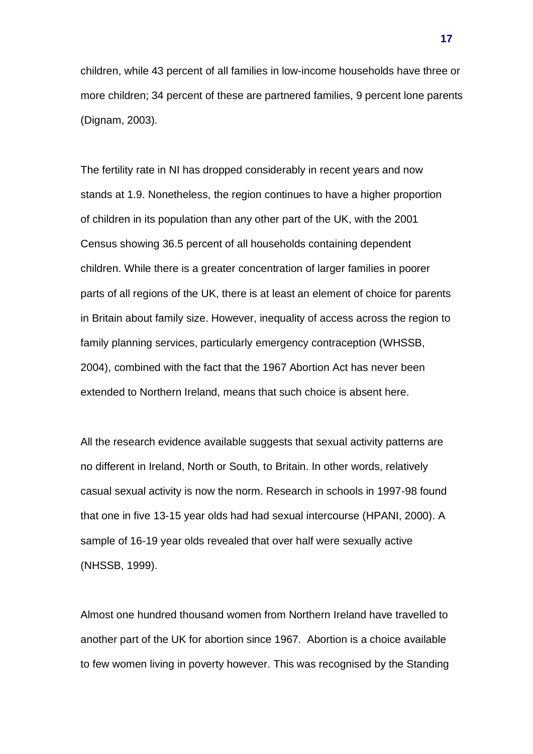children, while 43 percent of all families in low-income households have three or more children; 34 percent of these are partnered families, 9 percent lone parents (Dignam, 2003).

The fertility rate in NI has dropped considerably in recent years and now stands at 1.9. Nonetheless, the region continues to have a higher proportion of children in its population than any other part of the UK, with the 2001 Census showing 36.5 percent of all households containing dependent children. While there is a greater concentration of larger families in poorer parts of all regions of the UK, there is at least an element of choice for parents in Britain about family size. However, inequality of access across the region to family planning services, particularly emergency contraception (WHSSB, 2004), combined with the fact that the 1967 Abortion Act has never been extended to Northern Ireland, means that such choice is absent here.

All the research evidence available suggests that sexual activity patterns are no different in Ireland, North or South, to Britain. In other words, relatively casual sexual activity is now the norm. Research in schools in 1997-98 found that one in five 13-15 year olds had had sexual intercourse (HPANI, 2000). A sample of 16-19 year olds revealed that over half were sexually active (NHSSB, 1999).

Almost one hundred thousand women from Northern Ireland have travelled to another part of the UK for abortion since 1967. Abortion is a choice available to few women living in poverty however. This was recognised by the Standing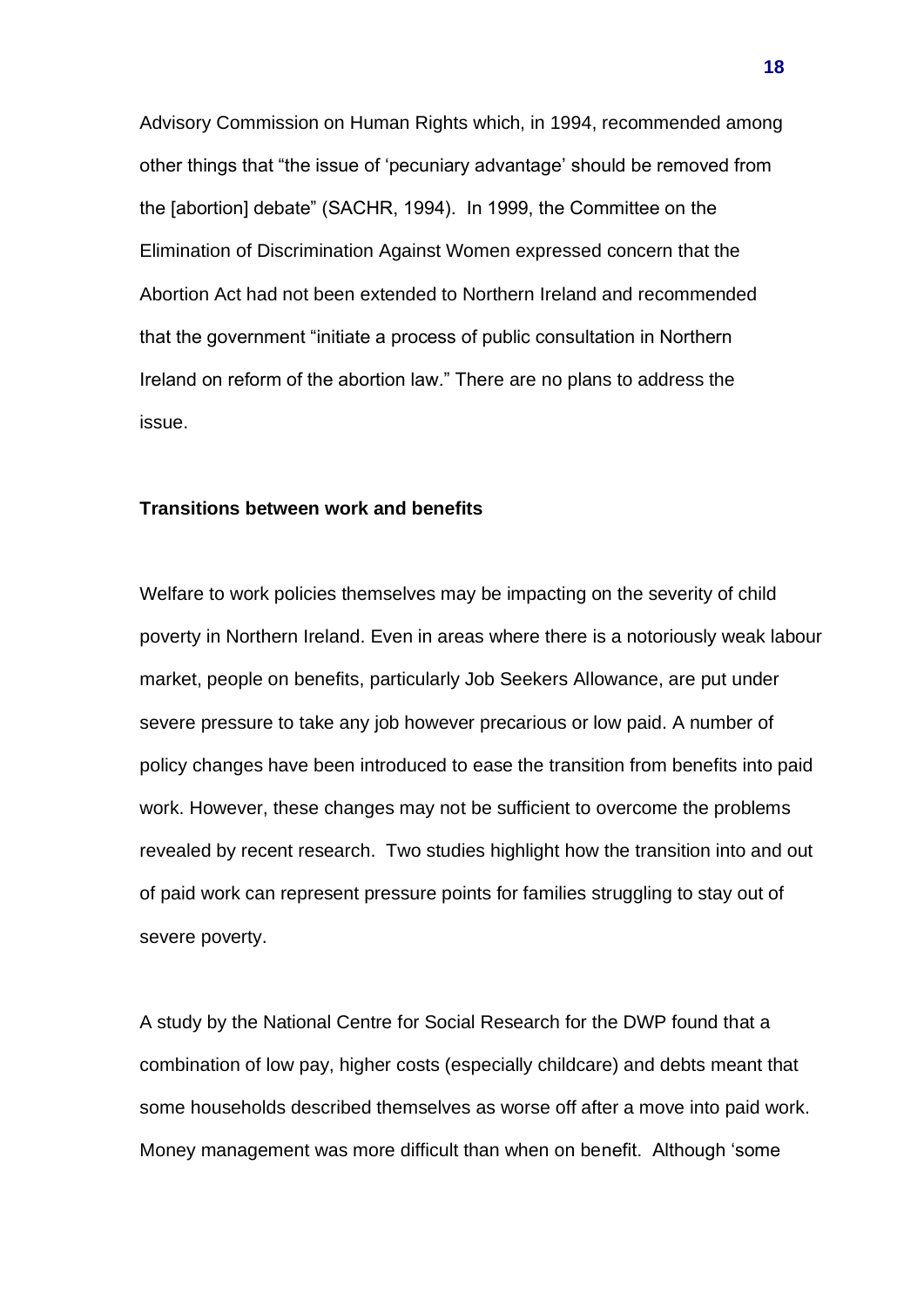Advisory Commission on Human Rights which, in 1994, recommended among other things that "the issue of 'pecuniary advantage' should be removed from the [abortion] debate" (SACHR, 1994). In 1999, the Committee on the Elimination of Discrimination Against Women expressed concern that the Abortion Act had not been extended to Northern Ireland and recommended that the government "initiate a process of public consultation in Northern Ireland on reform of the abortion law." There are no plans to address the issue.

**Transitions between work and benefits**

Welfare to work policies themselves may be impacting on the severity of child poverty in Northern Ireland. Even in areas where there is a notoriously weak labour market, people on benefits, particularly Job Seekers Allowance, are put under severe pressure to take any job however precarious or low paid. A number of policy changes have been introduced to ease the transition from benefits into paid work. However, these changes may not be sufficient to overcome the problems revealed by recent research. Two studies highlight how the transition into and out of paid work can represent pressure points for families struggling to stay out of severe poverty.

A study by the National Centre for Social Research for the DWP found that a combination of low pay, higher costs (especially childcare) and debts meant that some households described themselves as worse off after a move into paid work. Money management was more difficult than when on benefit. Although 'some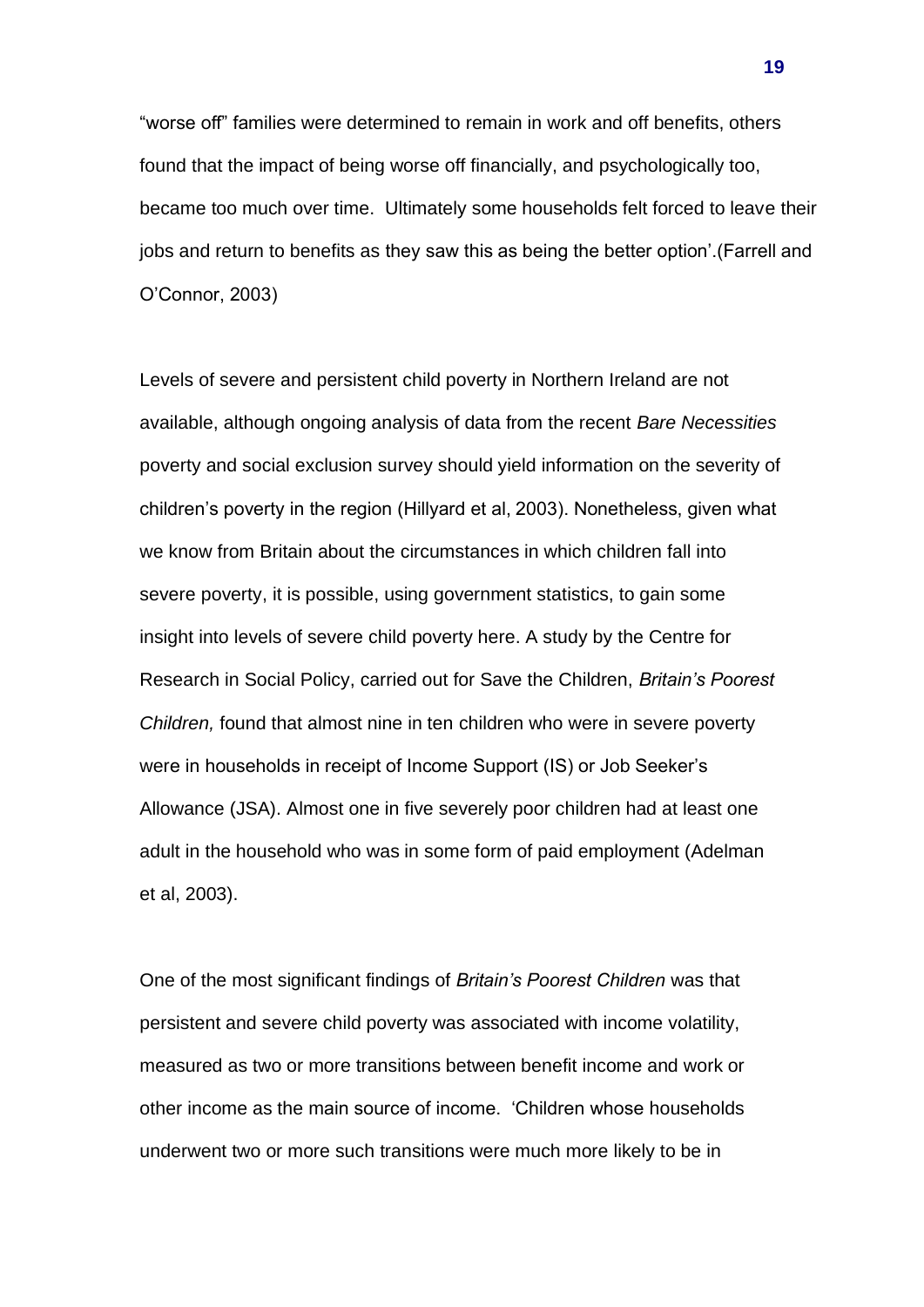"worse off" families were determined to remain in work and off benefits, others found that the impact of being worse off financially, and psychologically too, became too much over time. Ultimately some households felt forced to leave their jobs and return to benefits as they saw this as being the better option'.(Farrell and O'Connor, 2003)

Levels of severe and persistent child poverty in Northern Ireland are not available, although ongoing analysis of data from the recent *Bare Necessities* poverty and social exclusion survey should yield information on the severity of children's poverty in the region (Hillyard et al, 2003). Nonetheless, given what we know from Britain about the circumstances in which children fall into severe poverty, it is possible, using government statistics, to gain some insight into levels of severe child poverty here. A study by the Centre for Research in Social Policy, carried out for Save the Children, *Britain's Poorest Children,* found that almost nine in ten children who were in severe poverty were in households in receipt of Income Support (IS) or Job Seeker's Allowance (JSA). Almost one in five severely poor children had at least one adult in the household who was in some form of paid employment (Adelman et al, 2003).

One of the most significant findings of *Britain's Poorest Children* was that persistent and severe child poverty was associated with income volatility, measured as two or more transitions between benefit income and work or other income as the main source of income. 'Children whose households underwent two or more such transitions were much more likely to be in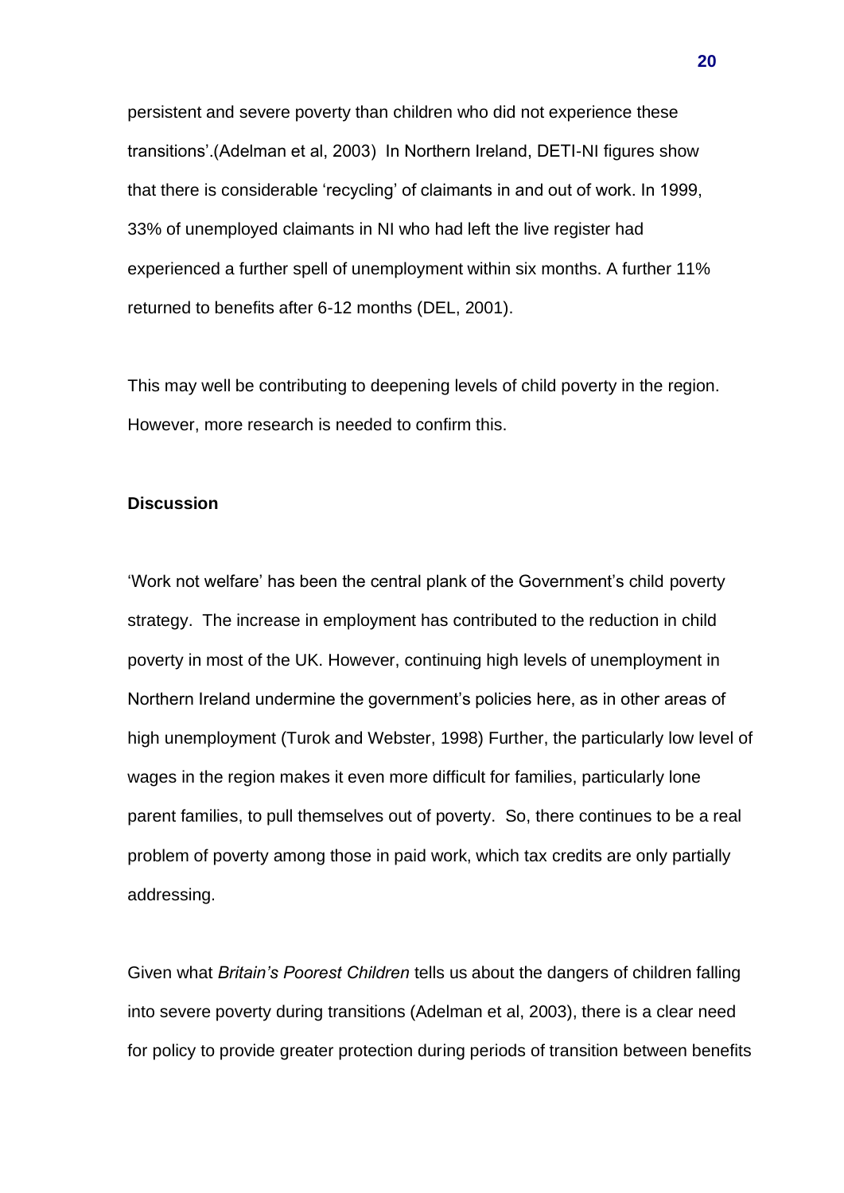persistent and severe poverty than children who did not experience these transitions'.(Adelman et al, 2003) In Northern Ireland, DETI-NI figures show that there is considerable 'recycling' of claimants in and out of work. In 1999, 33% of unemployed claimants in NI who had left the live register had experienced a further spell of unemployment within six months. A further 11% returned to benefits after 6-12 months (DEL, 2001).

This may well be contributing to deepening levels of child poverty in the region. However, more research is needed to confirm this.

**Discussion**

'Work not welfare' has been the central plank of the Government's child poverty strategy. The increase in employment has contributed to the reduction in child poverty in most of the UK. However, continuing high levels of unemployment in Northern Ireland undermine the government's policies here, as in other areas of high unemployment (Turok and Webster, 1998) Further, the particularly low level of wages in the region makes it even more difficult for families, particularly lone parent families, to pull themselves out of poverty. So, there continues to be a real problem of poverty among those in paid work, which tax credits are only partially addressing.

Given what *Britain's Poorest Children* tells us about the dangers of children falling into severe poverty during transitions (Adelman et al, 2003), there is a clear need for policy to provide greater protection during periods of transition between benefits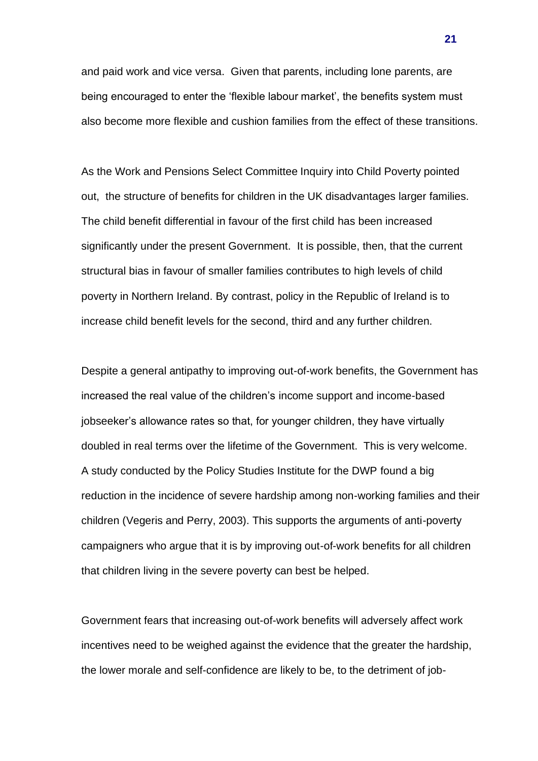and paid work and vice versa. Given that parents, including lone parents, are being encouraged to enter the 'flexible labour market', the benefits system must also become more flexible and cushion families from the effect of these transitions.

As the Work and Pensions Select Committee Inquiry into Child Poverty pointed out, the structure of benefits for children in the UK disadvantages larger families. The child benefit differential in favour of the first child has been increased significantly under the present Government. It is possible, then, that the current structural bias in favour of smaller families contributes to high levels of child poverty in Northern Ireland. By contrast, policy in the Republic of Ireland is to increase child benefit levels for the second, third and any further children.

Despite a general antipathy to improving out-of-work benefits, the Government has increased the real value of the children's income support and income-based jobseeker's allowance rates so that, for younger children, they have virtually doubled in real terms over the lifetime of the Government. This is very welcome. A study conducted by the Policy Studies Institute for the DWP found a big reduction in the incidence of severe hardship among non-working families and their children (Vegeris and Perry, 2003). This supports the arguments of anti-poverty campaigners who argue that it is by improving out-of-work benefits for all children that children living in the severe poverty can best be helped.

Government fears that increasing out-of-work benefits will adversely affect work incentives need to be weighed against the evidence that the greater the hardship, the lower morale and self-confidence are likely to be, to the detriment of job-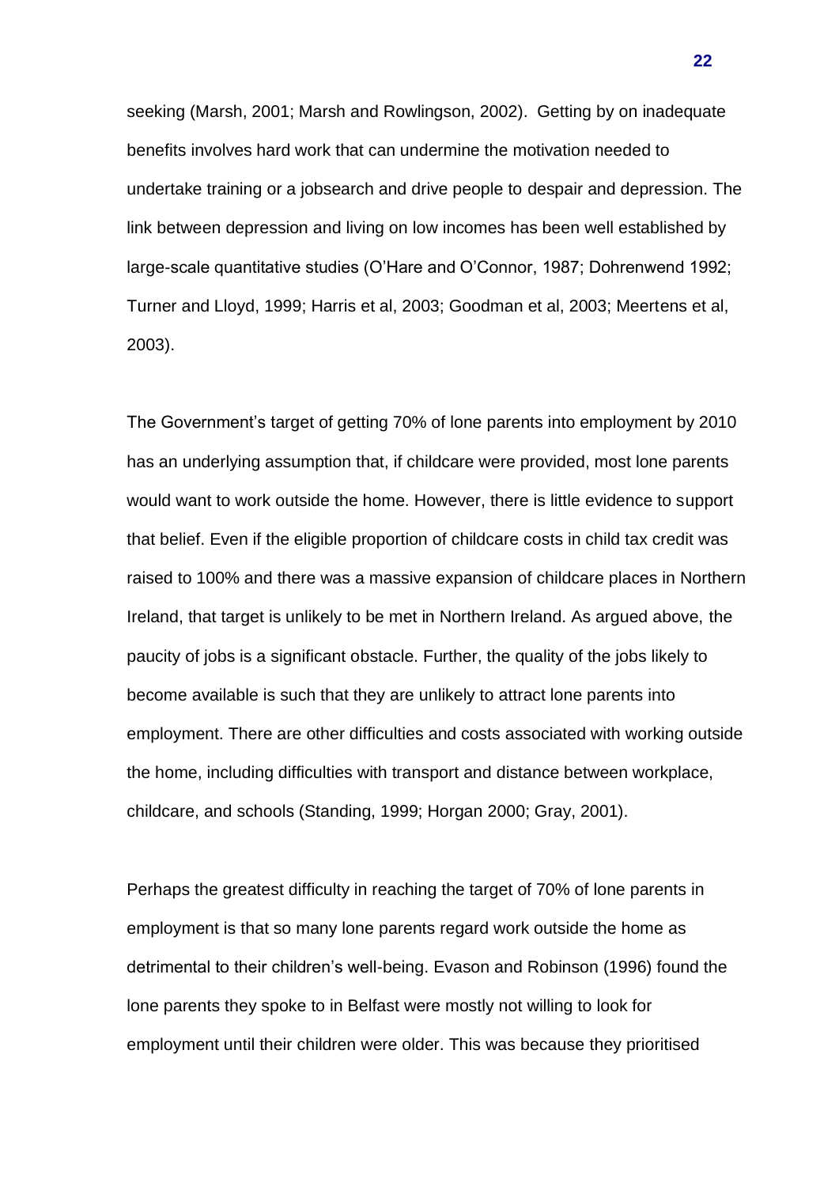seeking (Marsh, 2001; Marsh and Rowlingson, 2002). Getting by on inadequate benefits involves hard work that can undermine the motivation needed to undertake training or a jobsearch and drive people to despair and depression. The link between depression and living on low incomes has been well established by large-scale quantitative studies (O'Hare and O'Connor, 1987; Dohrenwend 1992; Turner and Lloyd, 1999; Harris et al, 2003; Goodman et al, 2003; Meertens et al, 2003).

The Government's target of getting 70% of lone parents into employment by 2010 has an underlying assumption that, if childcare were provided, most lone parents would want to work outside the home. However, there is little evidence to support that belief. Even if the eligible proportion of childcare costs in child tax credit was raised to 100% and there was a massive expansion of childcare places in Northern Ireland, that target is unlikely to be met in Northern Ireland. As argued above, the paucity of jobs is a significant obstacle. Further, the quality of the jobs likely to become available is such that they are unlikely to attract lone parents into employment. There are other difficulties and costs associated with working outside the home, including difficulties with transport and distance between workplace, childcare, and schools (Standing, 1999; Horgan 2000; Gray, 2001).

Perhaps the greatest difficulty in reaching the target of 70% of lone parents in employment is that so many lone parents regard work outside the home as detrimental to their children's well-being. Evason and Robinson (1996) found the lone parents they spoke to in Belfast were mostly not willing to look for employment until their children were older. This was because they prioritised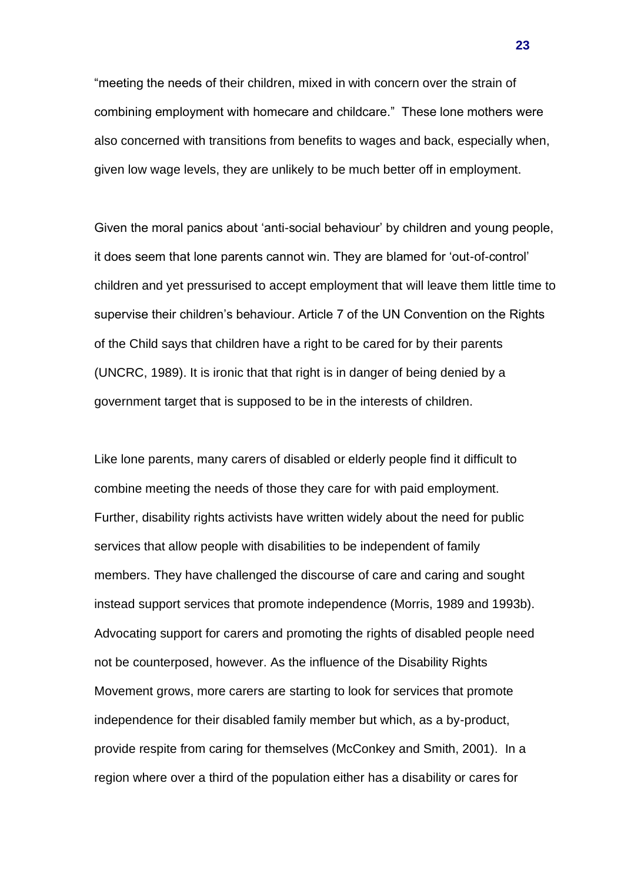"meeting the needs of their children, mixed in with concern over the strain of combining employment with homecare and childcare." These lone mothers were also concerned with transitions from benefits to wages and back, especially when, given low wage levels, they are unlikely to be much better off in employment.

Given the moral panics about 'anti-social behaviour' by children and young people, it does seem that lone parents cannot win. They are blamed for 'out-of-control' children and yet pressurised to accept employment that will leave them little time to supervise their children's behaviour. Article 7 of the UN Convention on the Rights of the Child says that children have a right to be cared for by their parents (UNCRC, 1989). It is ironic that that right is in danger of being denied by a government target that is supposed to be in the interests of children.

Like lone parents, many carers of disabled or elderly people find it difficult to combine meeting the needs of those they care for with paid employment. Further, disability rights activists have written widely about the need for public services that allow people with disabilities to be independent of family members. They have challenged the discourse of care and caring and sought instead support services that promote independence (Morris, 1989 and 1993b). Advocating support for carers and promoting the rights of disabled people need not be counterposed, however. As the influence of the Disability Rights Movement grows, more carers are starting to look for services that promote independence for their disabled family member but which, as a by-product, provide respite from caring for themselves (McConkey and Smith, 2001). In a region where over a third of the population either has a disability or cares for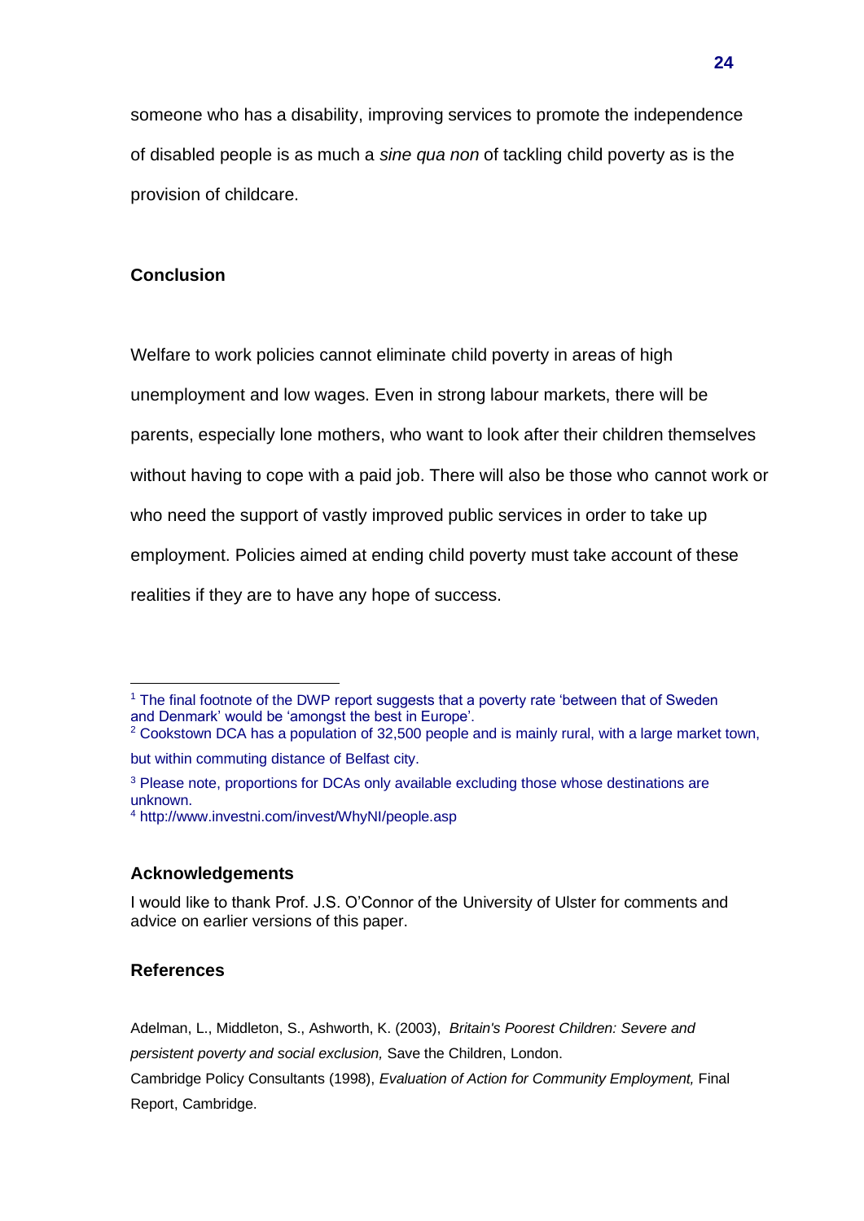someone who has a disability, improving services to promote the independence of disabled people is as much a *sine qua non* of tackling child poverty as is the provision of childcare.

## Conclusion

Welfare to work policies cannot eliminate child poverty in areas of high unemployment and low wages. Even in strong labour markets, there will be parents, especially lone mothers, who want to look after their children themselves without having to cope with a paid job. There will also be those who cannot work or who need the support of vastly improved public services in order to take up employment. Policies aimed at ending child poverty must take account of these realities if they are to have any hope of success.

---

[1] The final footnote of the DWP report suggests that a poverty rate 'between that of Sweden and Denmark' would be 'amongst the best in Europe'.

[2] Cookstown DCA has a population of 32,500 people and is mainly rural, with a large market town, but within commuting distance of Belfast city.

[3] Please note, proportions for DCAs only available excluding those whose destinations are unknown.

[4] http://www.investni.com/invest/WhyNI/people.asp

## Acknowledgements

I would like to thank Prof. J.S. O'Connor of the University of Ulster for comments and advice on earlier versions of this paper.

## References

Adelman, L., Middleton, S., Ashworth, K. (2003), *Britain's Poorest Children: Severe and persistent poverty and social exclusion,* Save the Children, London.

Cambridge Policy Consultants (1998), *Evaluation of Action for Community Employment,* Final Report, Cambridge.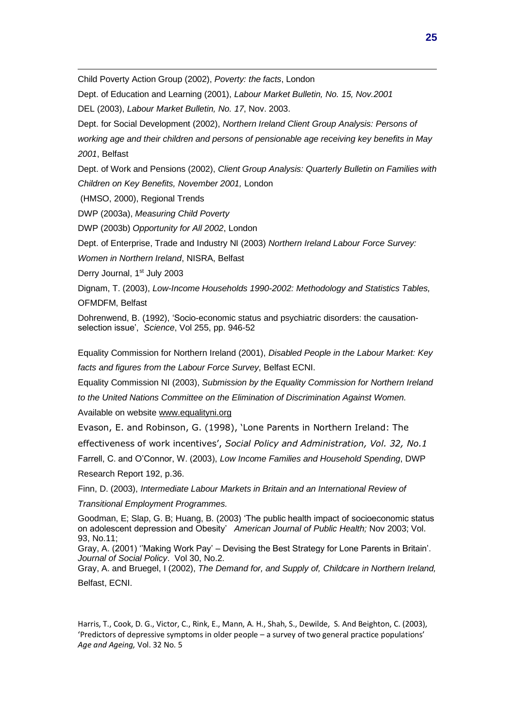Child Poverty Action Group (2002), *Poverty: the facts*, London

Dept. of Education and Learning (2001), *Labour Market Bulletin, No. 15, Nov.2001*

DEL (2003), *Labour Market Bulletin, No. 17*, Nov. 2003.

Dept. for Social Development (2002), *Northern Ireland Client Group Analysis: Persons of working age and their children and persons of pensionable age receiving key benefits in May 2001*, Belfast

Dept. of Work and Pensions (2002), *Client Group Analysis: Quarterly Bulletin on Families with Children on Key Benefits, November 2001,* London

(HMSO, 2000), Regional Trends

DWP (2003a), *Measuring Child Poverty*

DWP (2003b) *Opportunity for All 2002*, London

Dept. of Enterprise, Trade and Industry NI (2003) *Northern Ireland Labour Force Survey: Women in Northern Ireland*, NISRA, Belfast

Derry Journal, 1st July 2003

Dignam, T. (2003), *Low-Income Households 1990-2002: Methodology and Statistics Tables,* OFMDFM, Belfast

Dohrenwend, B. (1992), 'Socio-economic status and psychiatric disorders: the causation-selection issue', *Science*, Vol 255, pp. 946-52

Equality Commission for Northern Ireland (2001), *Disabled People in the Labour Market: Key facts and figures from the Labour Force Survey*, Belfast ECNI.

Equality Commission NI (2003), *Submission by the Equality Commission for Northern Ireland to the United Nations Committee on the Elimination of Discrimination Against Women.* Available on website www.equalityni.org

Evason, E. and Robinson, G. (1998), 'Lone Parents in Northern Ireland: The effectiveness of work incentives', *Social Policy and Administration, Vol. 32, No.1*

Farrell, C. and O'Connor, W. (2003), *Low Income Families and Household Spending*, DWP Research Report 192, p.36.

Finn, D. (2003), *Intermediate Labour Markets in Britain and an International Review of Transitional Employment Programmes.*

Goodman, E; Slap, G. B; Huang, B. (2003) 'The public health impact of socioeconomic status on adolescent depression and Obesity' *American Journal of Public Health;* Nov 2003; Vol. 93, No.11;

Gray, A. (2001) ''Making Work Pay' – Devising the Best Strategy for Lone Parents in Britain'. *Journal of Social Policy*. Vol 30, No.2.

Gray, A. and Bruegel, I (2002), *The Demand for, and Supply of, Childcare in Northern Ireland,* Belfast, ECNI.

Harris, T., Cook, D. G., Victor, C., Rink, E., Mann, A. H., Shah, S., Dewilde, S. And Beighton, C. (2003), 'Predictors of depressive symptoms in older people – a survey of two general practice populations' *Age and Ageing,* Vol. 32 No. 5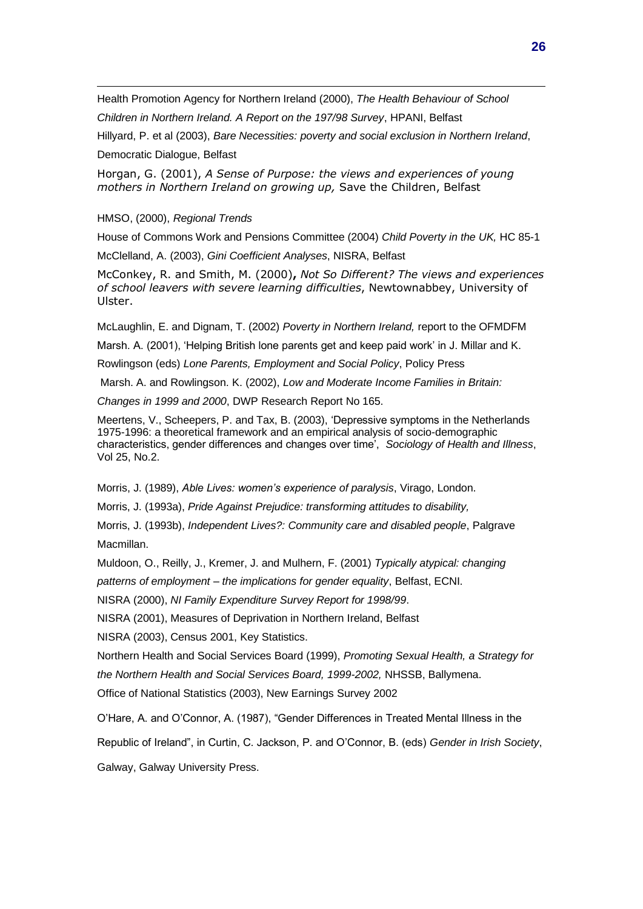Health Promotion Agency for Northern Ireland (2000), *The Health Behaviour of School Children in Northern Ireland. A Report on the 197/98 Survey*, HPANI, Belfast

Hillyard, P. et al (2003), *Bare Necessities: poverty and social exclusion in Northern Ireland*, Democratic Dialogue, Belfast

Horgan, G. (2001), *A Sense of Purpose: the views and experiences of young mothers in Northern Ireland on growing up,* Save the Children, Belfast

HMSO, (2000), *Regional Trends*

House of Commons Work and Pensions Committee (2004) *Child Poverty in the UK,* HC 85-1

McClelland, A. (2003), *Gini Coefficient Analyses*, NISRA, Belfast

McConkey, R. and Smith, M. (2000)**,** *Not So Different? The views and experiences of school leavers with severe learning difficulties*, Newtownabbey, University of Ulster.

McLaughlin, E. and Dignam, T. (2002) *Poverty in Northern Ireland,* report to the OFMDFM

Marsh. A. (2001), 'Helping British lone parents get and keep paid work' in J. Millar and K. Rowlingson (eds) *Lone Parents, Employment and Social Policy*, Policy Press

Marsh. A. and Rowlingson. K. (2002), *Low and Moderate Income Families in Britain: Changes in 1999 and 2000*, DWP Research Report No 165.

Meertens, V., Scheepers, P. and Tax, B. (2003), 'Depressive symptoms in the Netherlands 1975-1996: a theoretical framework and an empirical analysis of socio-demographic characteristics, gender differences and changes over time', *Sociology of Health and Illness*, Vol 25, No.2.

Morris, J. (1989), *Able Lives: women's experience of paralysis*, Virago, London.

Morris, J. (1993a), *Pride Against Prejudice: transforming attitudes to disability,*

Morris, J. (1993b), *Independent Lives?: Community care and disabled people*, Palgrave Macmillan.

Muldoon, O., Reilly, J., Kremer, J. and Mulhern, F. (2001) *Typically atypical: changing patterns of employment – the implications for gender equality*, Belfast, ECNI.

NISRA (2000), *NI Family Expenditure Survey Report for 1998/99*.

NISRA (2001), Measures of Deprivation in Northern Ireland, Belfast

NISRA (2003), Census 2001, Key Statistics.

Northern Health and Social Services Board (1999), *Promoting Sexual Health, a Strategy for the Northern Health and Social Services Board, 1999-2002,* NHSSB, Ballymena.

Office of National Statistics (2003), New Earnings Survey 2002

O'Hare, A. and O'Connor, A. (1987), "Gender Differences in Treated Mental Illness in the Republic of Ireland", in Curtin, C. Jackson, P. and O'Connor, B. (eds) *Gender in Irish Society*, Galway, Galway University Press.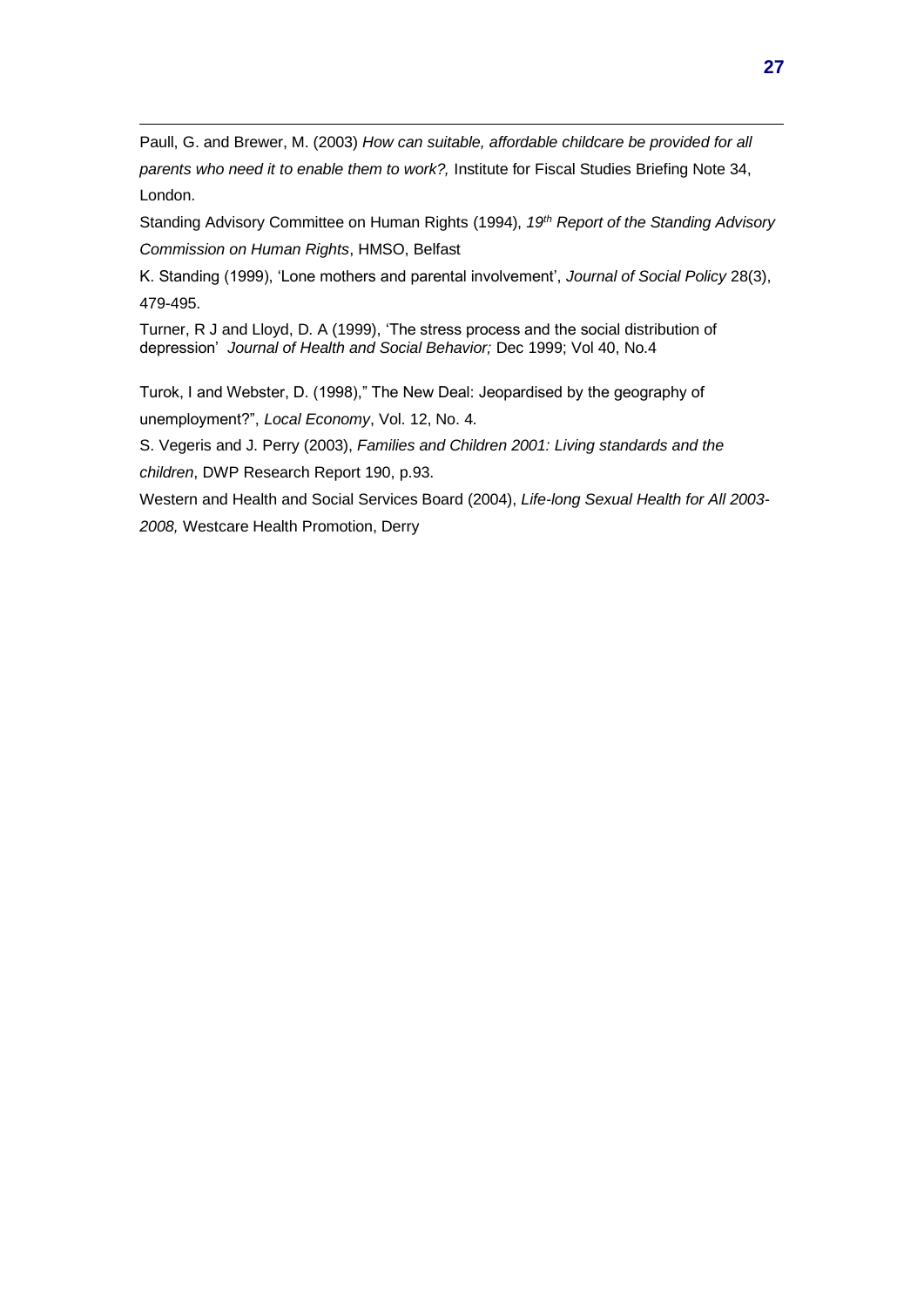Paull, G. and Brewer, M. (2003) *How can suitable, affordable childcare be provided for all parents who need it to enable them to work?,* Institute for Fiscal Studies Briefing Note 34, London.

Standing Advisory Committee on Human Rights (1994), *19th Report of the Standing Advisory Commission on Human Rights*, HMSO, Belfast

K. Standing (1999), 'Lone mothers and parental involvement', *Journal of Social Policy* 28(3), 479-495.

Turner, R J and Lloyd, D. A (1999), 'The stress process and the social distribution of depression' *Journal of Health and Social Behavior;* Dec 1999; Vol 40, No.4

Turok, I and Webster, D. (1998)," The New Deal: Jeopardised by the geography of unemployment?", *Local Economy*, Vol. 12, No. 4.

S. Vegeris and J. Perry (2003), *Families and Children 2001: Living standards and the children*, DWP Research Report 190, p.93.

Western and Health and Social Services Board (2004), *Life-long Sexual Health for All 2003-2008,* Westcare Health Promotion, Derry